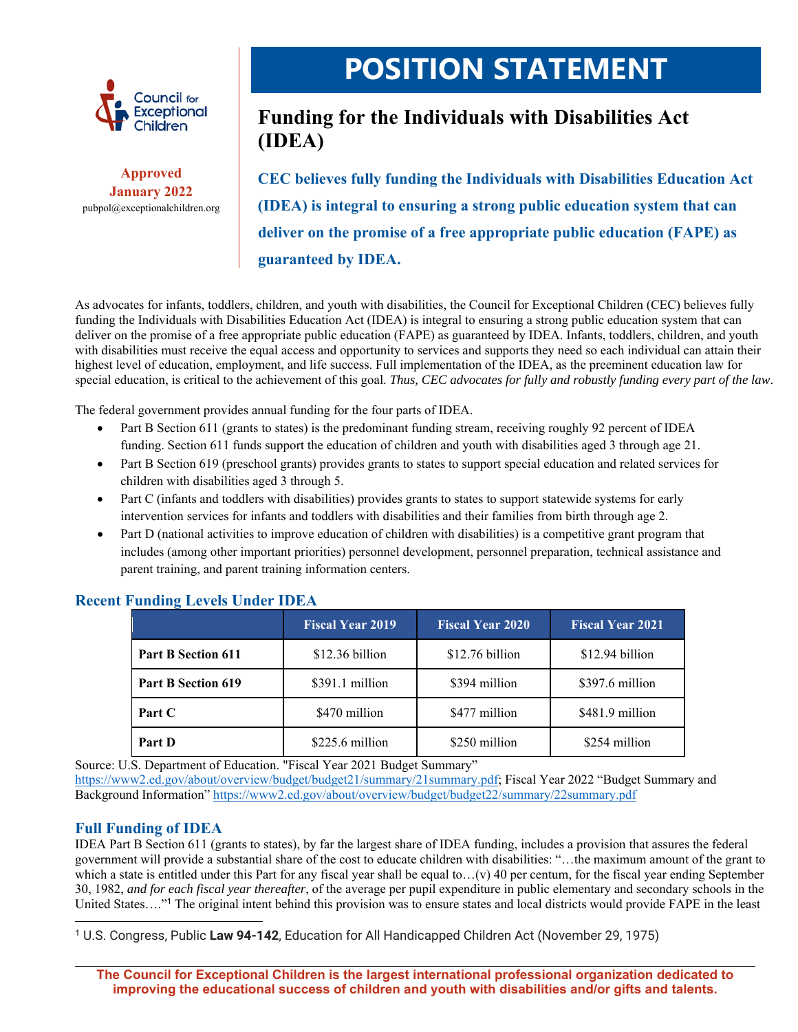Council for Exceptional Children

**Approved**
**January 2022**
pubpol@exceptionalchildren.org

# POSITION STATEMENT

## Funding for the Individuals with Disabilities Act (IDEA)

**CEC believes fully funding the Individuals with Disabilities Education Act (IDEA) is integral to ensuring a strong public education system that can deliver on the promise of a free appropriate public education (FAPE) as guaranteed by IDEA.**

As advocates for infants, toddlers, children, and youth with disabilities, the Council for Exceptional Children (CEC) believes fully funding the Individuals with Disabilities Education Act (IDEA) is integral to ensuring a strong public education system that can deliver on the promise of a free appropriate public education (FAPE) as guaranteed by IDEA. Infants, toddlers, children, and youth with disabilities must receive the equal access and opportunity to services and supports they need so each individual can attain their highest level of education, employment, and life success. Full implementation of the IDEA, as the preeminent education law for special education, is critical to the achievement of this goal. *Thus, CEC advocates for fully and robustly funding every part of the law*.

The federal government provides annual funding for the four parts of IDEA.

- Part B Section 611 (grants to states) is the predominant funding stream, receiving roughly 92 percent of IDEA funding. Section 611 funds support the education of children and youth with disabilities aged 3 through age 21.
- Part B Section 619 (preschool grants) provides grants to states to support special education and related services for children with disabilities aged 3 through 5.
- Part C (infants and toddlers with disabilities) provides grants to states to support statewide systems for early intervention services for infants and toddlers with disabilities and their families from birth through age 2.
- Part D (national activities to improve education of children with disabilities) is a competitive grant program that includes (among other important priorities) personnel development, personnel preparation, technical assistance and parent training, and parent training information centers.

### Recent Funding Levels Under IDEA

| | Fiscal Year 2019 | Fiscal Year 2020 | Fiscal Year 2021 |
|---|---|---|---|
| **Part B Section 611** | $12.36 billion | $12.76 billion | $12.94 billion |
| **Part B Section 619** | $391.1 million | $394 million | $397.6 million |
| **Part C** | $470 million | $477 million | $481.9 million |
| **Part D** | $225.6 million | $250 million | $254 million |

Source: U.S. Department of Education. "Fiscal Year 2021 Budget Summary" https://www2.ed.gov/about/overview/budget/budget21/summary/21summary.pdf; Fiscal Year 2022 "Budget Summary and Background Information" https://www2.ed.gov/about/overview/budget/budget22/summary/22summary.pdf

### Full Funding of IDEA

IDEA Part B Section 611 (grants to states), by far the largest share of IDEA funding, includes a provision that assures the federal government will provide a substantial share of the cost to educate children with disabilities: "…the maximum amount of the grant to which a state is entitled under this Part for any fiscal year shall be equal to…(v) 40 per centum, for the fiscal year ending September 30, 1982, *and for each fiscal year thereafter*, of the average per pupil expenditure in public elementary and secondary schools in the United States…."[1] The original intent behind this provision was to ensure states and local districts would provide FAPE in the least

[1] U.S. Congress, Public **Law 94-142**, Education for All Handicapped Children Act (November 29, 1975)

**The Council for Exceptional Children is the largest international professional organization dedicated to improving the educational success of children and youth with disabilities and/or gifts and talents.**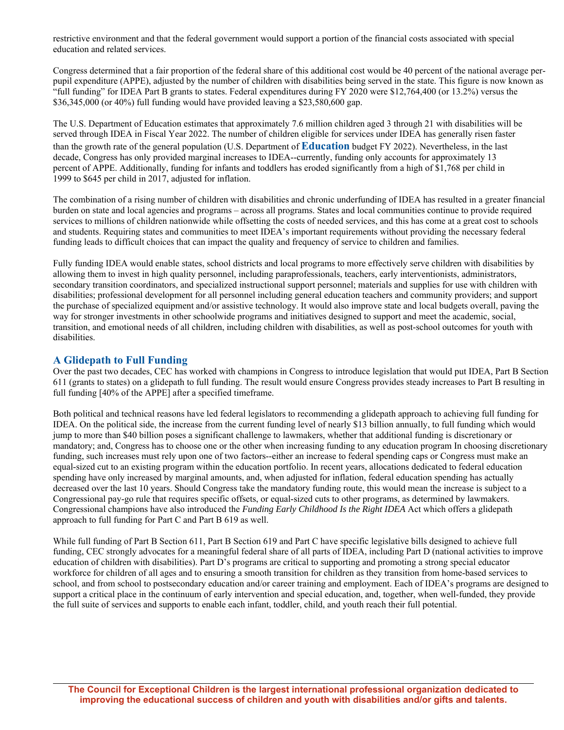restrictive environment and that the federal government would support a portion of the financial costs associated with special education and related services.

Congress determined that a fair proportion of the federal share of this additional cost would be 40 percent of the national average per-pupil expenditure (APPE), adjusted by the number of children with disabilities being served in the state. This figure is now known as "full funding" for IDEA Part B grants to states. Federal expenditures during FY 2020 were $12,764,400 (or 13.2%) versus the $36,345,000 (or 40%) full funding would have provided leaving a $23,580,600 gap.

The U.S. Department of Education estimates that approximately 7.6 million children aged 3 through 21 with disabilities will be served through IDEA in Fiscal Year 2022. The number of children eligible for services under IDEA has generally risen faster than the growth rate of the general population (U.S. Department of **Education** budget FY 2022). Nevertheless, in the last decade, Congress has only provided marginal increases to IDEA--currently, funding only accounts for approximately 13 percent of APPE. Additionally, funding for infants and toddlers has eroded significantly from a high of $1,768 per child in 1999 to $645 per child in 2017, adjusted for inflation.

The combination of a rising number of children with disabilities and chronic underfunding of IDEA has resulted in a greater financial burden on state and local agencies and programs – across all programs. States and local communities continue to provide required services to millions of children nationwide while offsetting the costs of needed services, and this has come at a great cost to schools and students. Requiring states and communities to meet IDEA's important requirements without providing the necessary federal funding leads to difficult choices that can impact the quality and frequency of service to children and families.

Fully funding IDEA would enable states, school districts and local programs to more effectively serve children with disabilities by allowing them to invest in high quality personnel, including paraprofessionals, teachers, early interventionists, administrators, secondary transition coordinators, and specialized instructional support personnel; materials and supplies for use with children with disabilities; professional development for all personnel including general education teachers and community providers; and support the purchase of specialized equipment and/or assistive technology. It would also improve state and local budgets overall, paving the way for stronger investments in other schoolwide programs and initiatives designed to support and meet the academic, social, transition, and emotional needs of all children, including children with disabilities, as well as post-school outcomes for youth with disabilities.

## A Glidepath to Full Funding

Over the past two decades, CEC has worked with champions in Congress to introduce legislation that would put IDEA, Part B Section 611 (grants to states) on a glidepath to full funding. The result would ensure Congress provides steady increases to Part B resulting in full funding [40% of the APPE] after a specified timeframe.

Both political and technical reasons have led federal legislators to recommending a glidepath approach to achieving full funding for IDEA. On the political side, the increase from the current funding level of nearly $13 billion annually, to full funding which would jump to more than $40 billion poses a significant challenge to lawmakers, whether that additional funding is discretionary or mandatory; and, Congress has to choose one or the other when increasing funding to any education program In choosing discretionary funding, such increases must rely upon one of two factors--either an increase to federal spending caps or Congress must make an equal-sized cut to an existing program within the education portfolio. In recent years, allocations dedicated to federal education spending have only increased by marginal amounts, and, when adjusted for inflation, federal education spending has actually decreased over the last 10 years. Should Congress take the mandatory funding route, this would mean the increase is subject to a Congressional pay-go rule that requires specific offsets, or equal-sized cuts to other programs, as determined by lawmakers. Congressional champions have also introduced the *Funding Early Childhood Is the Right IDEA* Act which offers a glidepath approach to full funding for Part C and Part B 619 as well.

While full funding of Part B Section 611, Part B Section 619 and Part C have specific legislative bills designed to achieve full funding, CEC strongly advocates for a meaningful federal share of all parts of IDEA, including Part D (national activities to improve education of children with disabilities). Part D's programs are critical to supporting and promoting a strong special educator workforce for children of all ages and to ensuring a smooth transition for children as they transition from home-based services to school, and from school to postsecondary education and/or career training and employment. Each of IDEA's programs are designed to support a critical place in the continuum of early intervention and special education, and, together, when well-funded, they provide the full suite of services and supports to enable each infant, toddler, child, and youth reach their full potential.

**The Council for Exceptional Children is the largest international professional organization dedicated to improving the educational success of children and youth with disabilities and/or gifts and talents.**